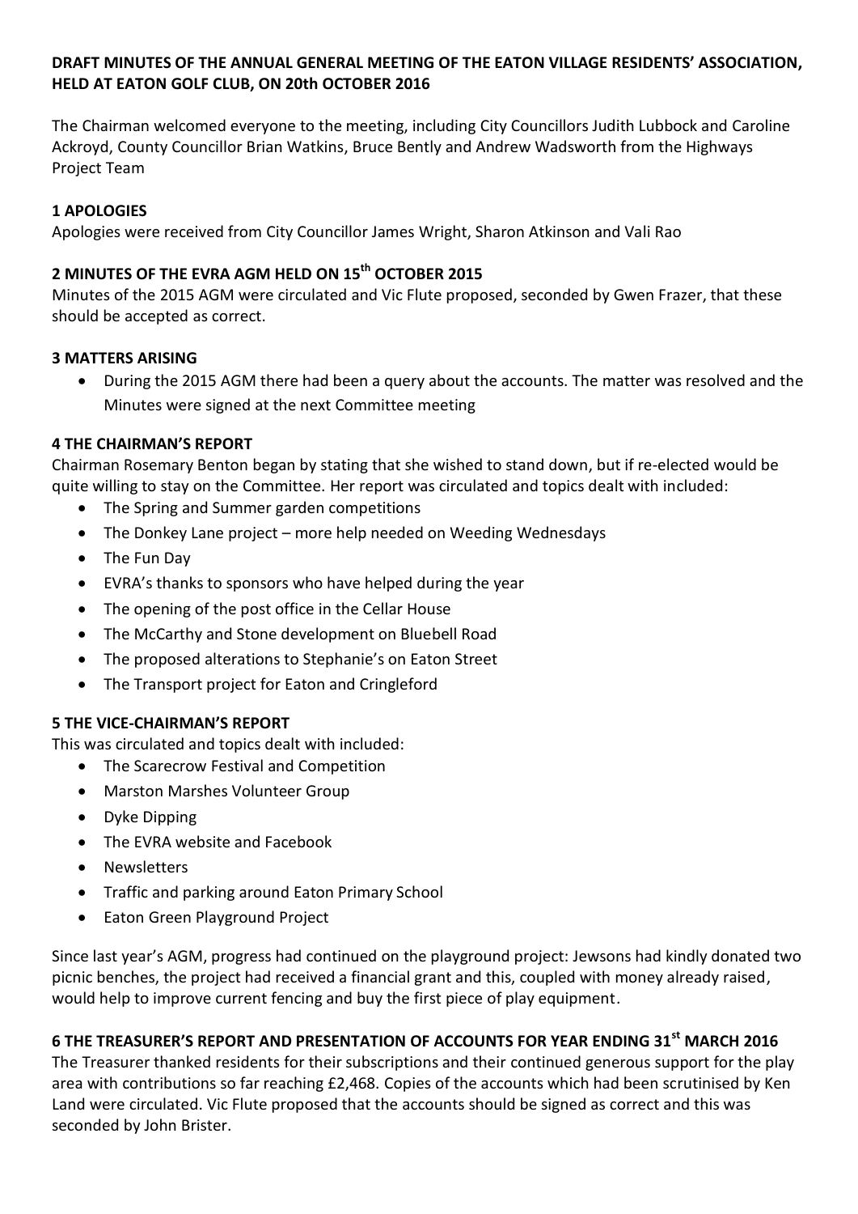**DRAFT MINUTES OF THE ANNUAL GENERAL MEETING OF THE EATON VILLAGE RESIDENTS' ASSOCIATION, HELD AT EATON GOLF CLUB, ON 20th OCTOBER 2016**

The Chairman welcomed everyone to the meeting, including City Councillors Judith Lubbock and Caroline Ackroyd, County Councillor Brian Watkins, Bruce Bently and Andrew Wadsworth from the Highways Project Team

## 1 APOLOGIES

Apologies were received from City Councillor James Wright, Sharon Atkinson and Vali Rao

## 2 MINUTES OF THE EVRA AGM HELD ON 15th OCTOBER 2015

Minutes of the 2015 AGM were circulated and Vic Flute proposed, seconded by Gwen Frazer, that these should be accepted as correct.

## 3 MATTERS ARISING

- During the 2015 AGM there had been a query about the accounts. The matter was resolved and the Minutes were signed at the next Committee meeting

## 4 THE CHAIRMAN'S REPORT

Chairman Rosemary Benton began by stating that she wished to stand down, but if re-elected would be quite willing to stay on the Committee. Her report was circulated and topics dealt with included:

- The Spring and Summer garden competitions
- The Donkey Lane project – more help needed on Weeding Wednesdays
- The Fun Day
- EVRA's thanks to sponsors who have helped during the year
- The opening of the post office in the Cellar House
- The McCarthy and Stone development on Bluebell Road
- The proposed alterations to Stephanie's on Eaton Street
- The Transport project for Eaton and Cringleford

## 5 THE VICE-CHAIRMAN'S REPORT

This was circulated and topics dealt with included:

- The Scarecrow Festival and Competition
- Marston Marshes Volunteer Group
- Dyke Dipping
- The EVRA website and Facebook
- Newsletters
- Traffic and parking around Eaton Primary School
- Eaton Green Playground Project

Since last year's AGM, progress had continued on the playground project: Jewsons had kindly donated two picnic benches, the project had received a financial grant and this, coupled with money already raised, would help to improve current fencing and buy the first piece of play equipment.

## 6 THE TREASURER'S REPORT AND PRESENTATION OF ACCOUNTS FOR YEAR ENDING 31st MARCH 2016

The Treasurer thanked residents for their subscriptions and their continued generous support for the play area with contributions so far reaching £2,468. Copies of the accounts which had been scrutinised by Ken Land were circulated. Vic Flute proposed that the accounts should be signed as correct and this was seconded by John Brister.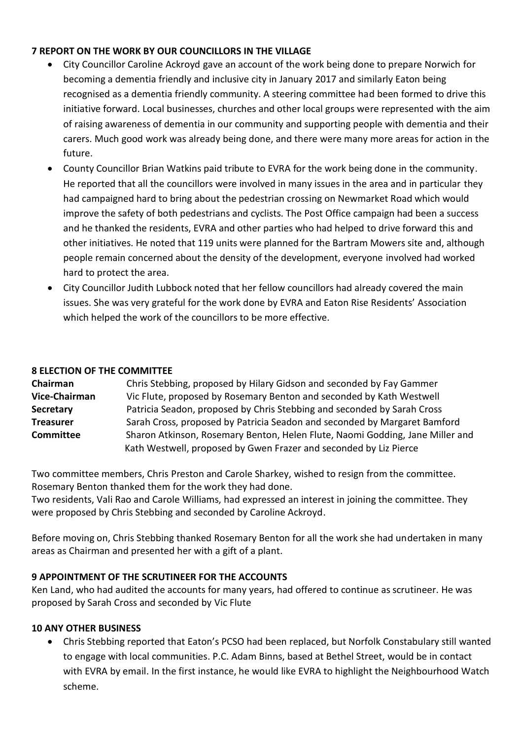### 7 REPORT ON THE WORK BY OUR COUNCILLORS IN THE VILLAGE

- City Councillor Caroline Ackroyd gave an account of the work being done to prepare Norwich for becoming a dementia friendly and inclusive city in January 2017 and similarly Eaton being recognised as a dementia friendly community. A steering committee had been formed to drive this initiative forward. Local businesses, churches and other local groups were represented with the aim of raising awareness of dementia in our community and supporting people with dementia and their carers. Much good work was already being done, and there were many more areas for action in the future.
- County Councillor Brian Watkins paid tribute to EVRA for the work being done in the community. He reported that all the councillors were involved in many issues in the area and in particular they had campaigned hard to bring about the pedestrian crossing on Newmarket Road which would improve the safety of both pedestrians and cyclists. The Post Office campaign had been a success and he thanked the residents, EVRA and other parties who had helped to drive forward this and other initiatives. He noted that 119 units were planned for the Bartram Mowers site and, although people remain concerned about the density of the development, everyone involved had worked hard to protect the area.
- City Councillor Judith Lubbock noted that her fellow councillors had already covered the main issues. She was very grateful for the work done by EVRA and Eaton Rise Residents' Association which helped the work of the councillors to be more effective.

### 8 ELECTION OF THE COMMITTEE

**Chairman** Chris Stebbing, proposed by Hilary Gidson and seconded by Fay Gammer
**Vice-Chairman** Vic Flute, proposed by Rosemary Benton and seconded by Kath Westwell
**Secretary** Patricia Seadon, proposed by Chris Stebbing and seconded by Sarah Cross
**Treasurer** Sarah Cross, proposed by Patricia Seadon and seconded by Margaret Bamford
**Committee** Sharon Atkinson, Rosemary Benton, Helen Flute, Naomi Godding, Jane Miller and Kath Westwell, proposed by Gwen Frazer and seconded by Liz Pierce

Two committee members, Chris Preston and Carole Sharkey, wished to resign from the committee. Rosemary Benton thanked them for the work they had done.
Two residents, Vali Rao and Carole Williams, had expressed an interest in joining the committee. They were proposed by Chris Stebbing and seconded by Caroline Ackroyd.

Before moving on, Chris Stebbing thanked Rosemary Benton for all the work she had undertaken in many areas as Chairman and presented her with a gift of a plant.

### 9 APPOINTMENT OF THE SCRUTINEER FOR THE ACCOUNTS

Ken Land, who had audited the accounts for many years, had offered to continue as scrutineer. He was proposed by Sarah Cross and seconded by Vic Flute

### 10 ANY OTHER BUSINESS

- Chris Stebbing reported that Eaton's PCSO had been replaced, but Norfolk Constabulary still wanted to engage with local communities. P.C. Adam Binns, based at Bethel Street, would be in contact with EVRA by email. In the first instance, he would like EVRA to highlight the Neighbourhood Watch scheme.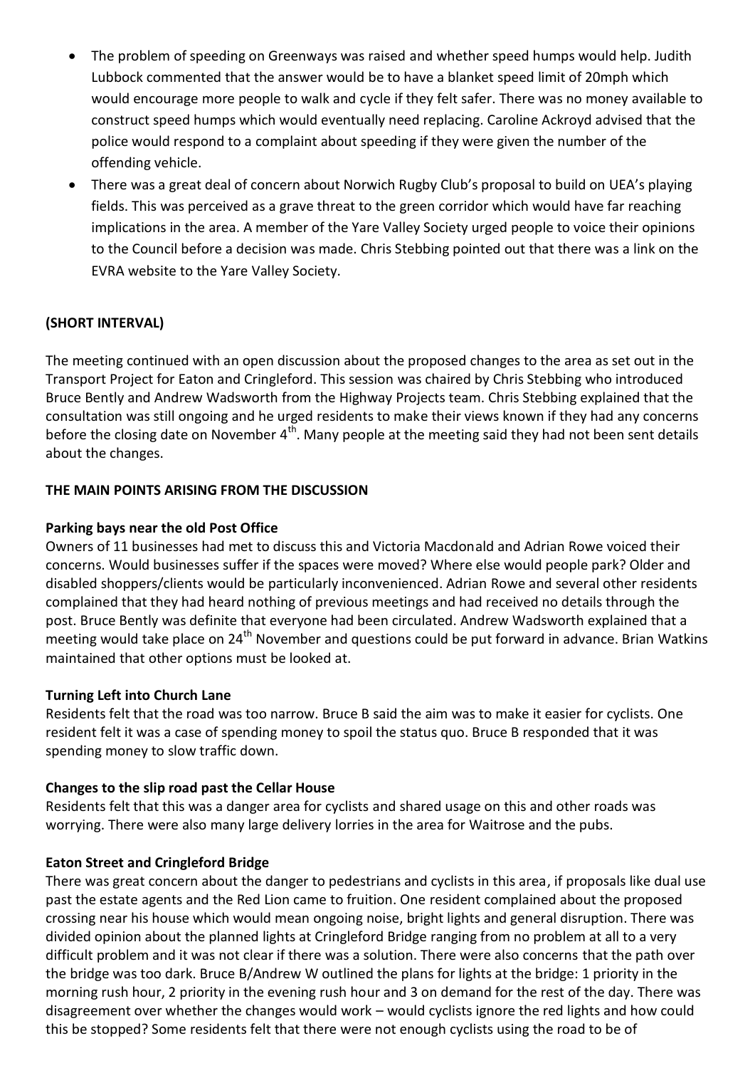- The problem of speeding on Greenways was raised and whether speed humps would help. Judith Lubbock commented that the answer would be to have a blanket speed limit of 20mph which would encourage more people to walk and cycle if they felt safer. There was no money available to construct speed humps which would eventually need replacing. Caroline Ackroyd advised that the police would respond to a complaint about speeding if they were given the number of the offending vehicle.
- There was a great deal of concern about Norwich Rugby Club's proposal to build on UEA's playing fields. This was perceived as a grave threat to the green corridor which would have far reaching implications in the area. A member of the Yare Valley Society urged people to voice their opinions to the Council before a decision was made. Chris Stebbing pointed out that there was a link on the EVRA website to the Yare Valley Society.

**(SHORT INTERVAL)**

The meeting continued with an open discussion about the proposed changes to the area as set out in the Transport Project for Eaton and Cringleford. This session was chaired by Chris Stebbing who introduced Bruce Bently and Andrew Wadsworth from the Highway Projects team. Chris Stebbing explained that the consultation was still ongoing and he urged residents to make their views known if they had any concerns before the closing date on November 4th. Many people at the meeting said they had not been sent details about the changes.

**THE MAIN POINTS ARISING FROM THE DISCUSSION**

**Parking bays near the old Post Office**

Owners of 11 businesses had met to discuss this and Victoria Macdonald and Adrian Rowe voiced their concerns. Would businesses suffer if the spaces were moved? Where else would people park? Older and disabled shoppers/clients would be particularly inconvenienced. Adrian Rowe and several other residents complained that they had heard nothing of previous meetings and had received no details through the post. Bruce Bently was definite that everyone had been circulated. Andrew Wadsworth explained that a meeting would take place on 24th November and questions could be put forward in advance. Brian Watkins maintained that other options must be looked at.

**Turning Left into Church Lane**

Residents felt that the road was too narrow. Bruce B said the aim was to make it easier for cyclists. One resident felt it was a case of spending money to spoil the status quo. Bruce B responded that it was spending money to slow traffic down.

**Changes to the slip road past the Cellar House**

Residents felt that this was a danger area for cyclists and shared usage on this and other roads was worrying. There were also many large delivery lorries in the area for Waitrose and the pubs.

**Eaton Street and Cringleford Bridge**

There was great concern about the danger to pedestrians and cyclists in this area, if proposals like dual use past the estate agents and the Red Lion came to fruition. One resident complained about the proposed crossing near his house which would mean ongoing noise, bright lights and general disruption. There was divided opinion about the planned lights at Cringleford Bridge ranging from no problem at all to a very difficult problem and it was not clear if there was a solution. There were also concerns that the path over the bridge was too dark. Bruce B/Andrew W outlined the plans for lights at the bridge: 1 priority in the morning rush hour, 2 priority in the evening rush hour and 3 on demand for the rest of the day. There was disagreement over whether the changes would work – would cyclists ignore the red lights and how could this be stopped? Some residents felt that there were not enough cyclists using the road to be of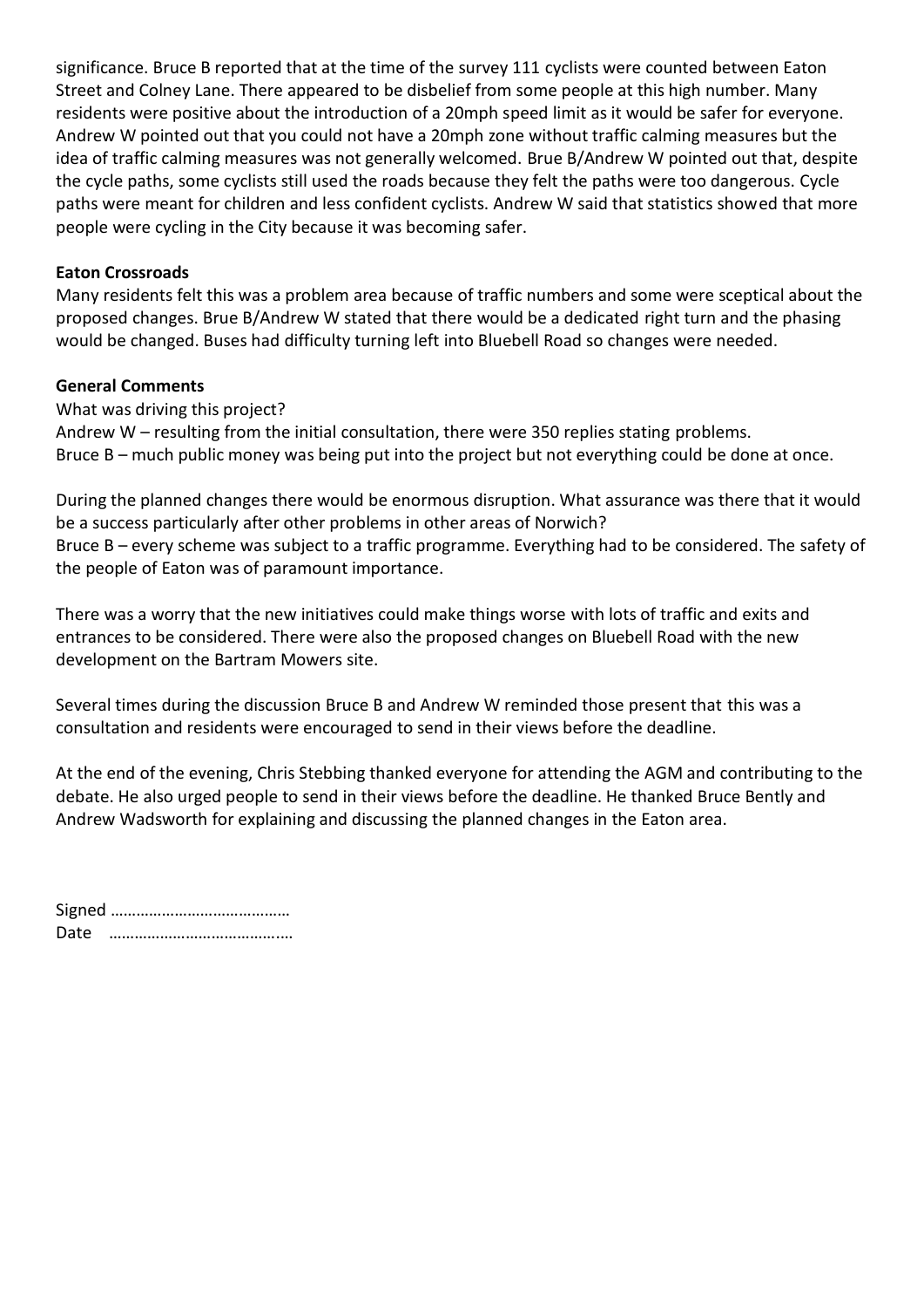significance. Bruce B reported that at the time of the survey 111 cyclists were counted between Eaton Street and Colney Lane. There appeared to be disbelief from some people at this high number. Many residents were positive about the introduction of a 20mph speed limit as it would be safer for everyone. Andrew W pointed out that you could not have a 20mph zone without traffic calming measures but the idea of traffic calming measures was not generally welcomed. Brue B/Andrew W pointed out that, despite the cycle paths, some cyclists still used the roads because they felt the paths were too dangerous. Cycle paths were meant for children and less confident cyclists. Andrew W said that statistics showed that more people were cycling in the City because it was becoming safer.

**Eaton Crossroads**

Many residents felt this was a problem area because of traffic numbers and some were sceptical about the proposed changes. Brue B/Andrew W stated that there would be a dedicated right turn and the phasing would be changed. Buses had difficulty turning left into Bluebell Road so changes were needed.

**General Comments**

What was driving this project?

Andrew W – resulting from the initial consultation, there were 350 replies stating problems.

Bruce B – much public money was being put into the project but not everything could be done at once.

During the planned changes there would be enormous disruption. What assurance was there that it would be a success particularly after other problems in other areas of Norwich?

Bruce B – every scheme was subject to a traffic programme. Everything had to be considered. The safety of the people of Eaton was of paramount importance.

There was a worry that the new initiatives could make things worse with lots of traffic and exits and entrances to be considered. There were also the proposed changes on Bluebell Road with the new development on the Bartram Mowers site.

Several times during the discussion Bruce B and Andrew W reminded those present that this was a consultation and residents were encouraged to send in their views before the deadline.

At the end of the evening, Chris Stebbing thanked everyone for attending the AGM and contributing to the debate. He also urged people to send in their views before the deadline. He thanked Bruce Bently and Andrew Wadsworth for explaining and discussing the planned changes in the Eaton area.

Signed ……………………………………

Date ……………………………………